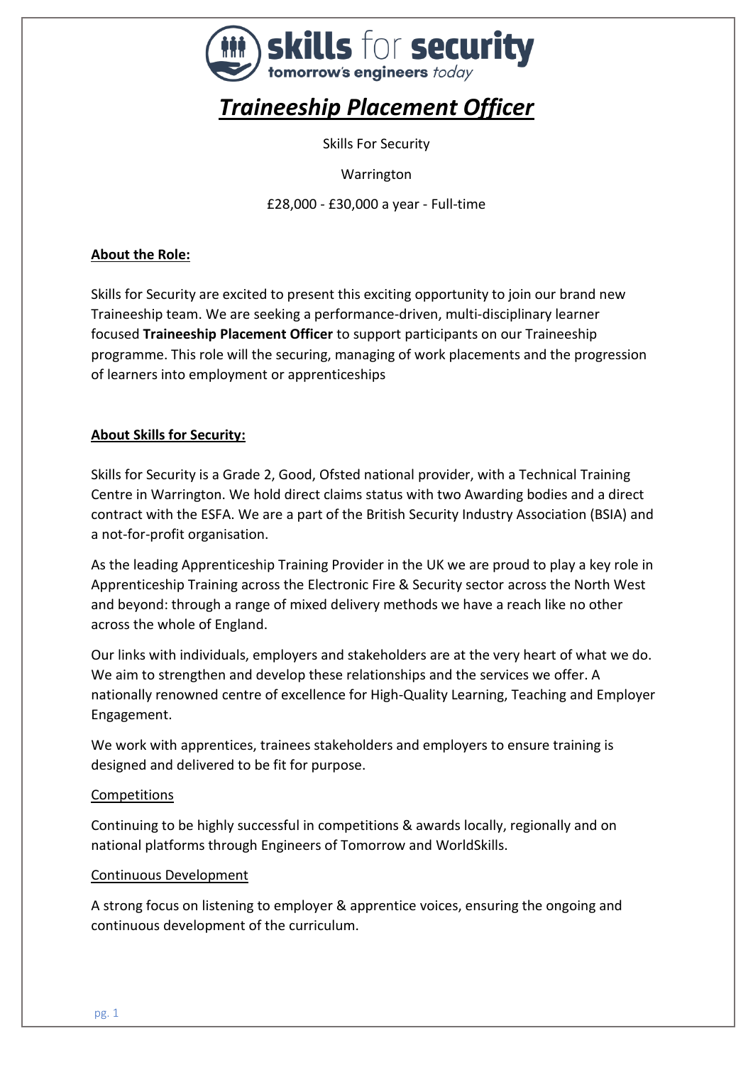skills for security
tomorrow's engineers today

# *Traineeship Placement Officer*

Skills For Security

Warrington

£28,000 - £30,000 a year - Full-time

## About the Role:

Skills for Security are excited to present this exciting opportunity to join our brand new Traineeship team. We are seeking a performance-driven, multi-disciplinary learner focused **Traineeship Placement Officer** to support participants on our Traineeship programme. This role will the securing, managing of work placements and the progression of learners into employment or apprenticeships

## About Skills for Security:

Skills for Security is a Grade 2, Good, Ofsted national provider, with a Technical Training Centre in Warrington. We hold direct claims status with two Awarding bodies and a direct contract with the ESFA. We are a part of the British Security Industry Association (BSIA) and a not-for-profit organisation.

As the leading Apprenticeship Training Provider in the UK we are proud to play a key role in Apprenticeship Training across the Electronic Fire & Security sector across the North West and beyond: through a range of mixed delivery methods we have a reach like no other across the whole of England.

Our links with individuals, employers and stakeholders are at the very heart of what we do. We aim to strengthen and develop these relationships and the services we offer. A nationally renowned centre of excellence for High-Quality Learning, Teaching and Employer Engagement.

We work with apprentices, trainees stakeholders and employers to ensure training is designed and delivered to be fit for purpose.

### Competitions

Continuing to be highly successful in competitions & awards locally, regionally and on national platforms through Engineers of Tomorrow and WorldSkills.

### Continuous Development

A strong focus on listening to employer & apprentice voices, ensuring the ongoing and continuous development of the curriculum.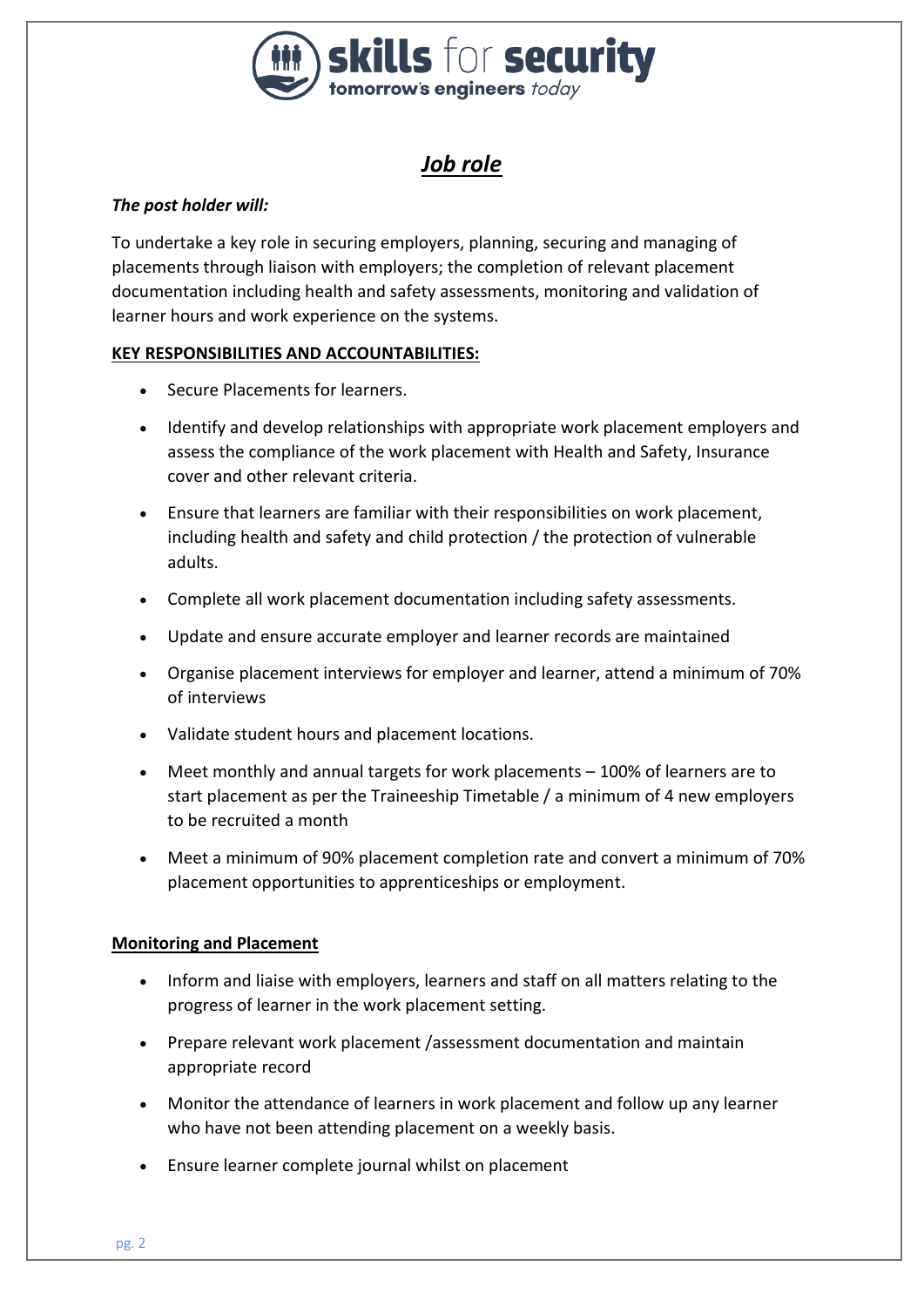## *Job role*

***The post holder will:***

To undertake a key role in securing employers, planning, securing and managing of placements through liaison with employers; the completion of relevant placement documentation including health and safety assessments, monitoring and validation of learner hours and work experience on the systems.

**KEY RESPONSIBILITIES AND ACCOUNTABILITIES:**

- Secure Placements for learners.
- Identify and develop relationships with appropriate work placement employers and assess the compliance of the work placement with Health and Safety, Insurance cover and other relevant criteria.
- Ensure that learners are familiar with their responsibilities on work placement, including health and safety and child protection / the protection of vulnerable adults.
- Complete all work placement documentation including safety assessments.
- Update and ensure accurate employer and learner records are maintained
- Organise placement interviews for employer and learner, attend a minimum of 70% of interviews
- Validate student hours and placement locations.
- Meet monthly and annual targets for work placements – 100% of learners are to start placement as per the Traineeship Timetable / a minimum of 4 new employers to be recruited a month
- Meet a minimum of 90% placement completion rate and convert a minimum of 70% placement opportunities to apprenticeships or employment.

**Monitoring and Placement**

- Inform and liaise with employers, learners and staff on all matters relating to the progress of learner in the work placement setting.
- Prepare relevant work placement /assessment documentation and maintain appropriate record
- Monitor the attendance of learners in work placement and follow up any learner who have not been attending placement on a weekly basis.
- Ensure learner complete journal whilst on placement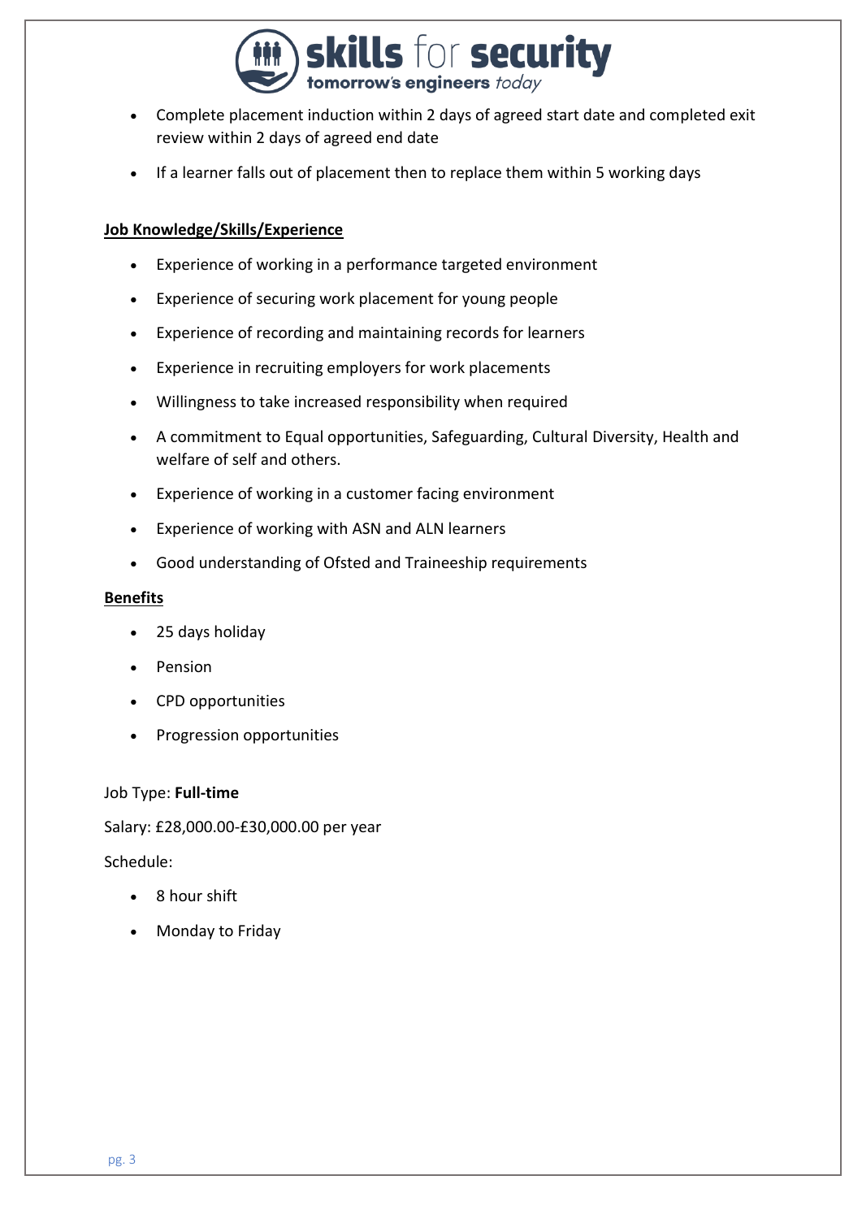- Complete placement induction within 2 days of agreed start date and completed exit review within 2 days of agreed end date
- If a learner falls out of placement then to replace them within 5 working days

**Job Knowledge/Skills/Experience**

- Experience of working in a performance targeted environment
- Experience of securing work placement for young people
- Experience of recording and maintaining records for learners
- Experience in recruiting employers for work placements
- Willingness to take increased responsibility when required
- A commitment to Equal opportunities, Safeguarding, Cultural Diversity, Health and welfare of self and others.
- Experience of working in a customer facing environment
- Experience of working with ASN and ALN learners
- Good understanding of Ofsted and Traineeship requirements

**Benefits**

- 25 days holiday
- Pension
- CPD opportunities
- Progression opportunities

Job Type: **Full-time**

Salary: £28,000.00-£30,000.00 per year

Schedule:

- 8 hour shift
- Monday to Friday